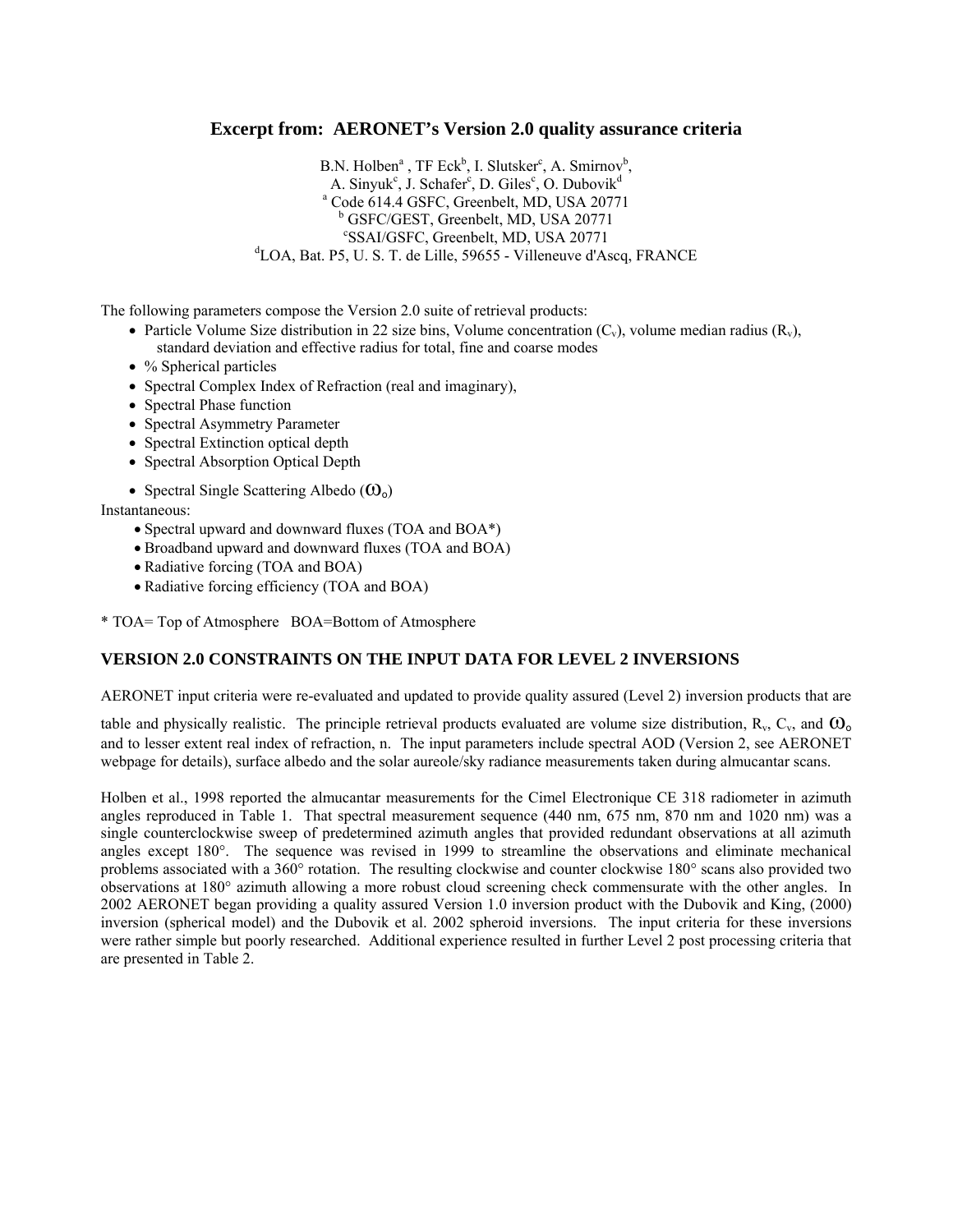## Excerpt from: AERONET's Version 2.0 quality assurance criteria

B.N. Holben[a], TF Eck[b], I. Slutsker[c], A. Smirnov[b], A. Sinyuk[c], J. Schafer[c], D. Giles[c], O. Dubovik[d]

[a] Code 614.4 GSFC, Greenbelt, MD, USA 20771
[b] GSFC/GEST, Greenbelt, MD, USA 20771
[c] SSAI/GSFC, Greenbelt, MD, USA 20771
[d] LOA, Bat. P5, U. S. T. de Lille, 59655 - Villeneuve d'Ascq, FRANCE

The following parameters compose the Version 2.0 suite of retrieval products:

- Particle Volume Size distribution in 22 size bins, Volume concentration ($C_v$), volume median radius ($R_v$), standard deviation and effective radius for total, fine and coarse modes
- % Spherical particles
- Spectral Complex Index of Refraction (real and imaginary),
- Spectral Phase function
- Spectral Asymmetry Parameter
- Spectral Extinction optical depth
- Spectral Absorption Optical Depth
- Spectral Single Scattering Albedo ($\omega_o$)

Instantaneous:

- Spectral upward and downward fluxes (TOA and BOA*)
- Broadband upward and downward fluxes (TOA and BOA)
- Radiative forcing (TOA and BOA)
- Radiative forcing efficiency (TOA and BOA)

* TOA= Top of Atmosphere BOA=Bottom of Atmosphere

### VERSION 2.0 CONSTRAINTS ON THE INPUT DATA FOR LEVEL 2 INVERSIONS

AERONET input criteria were re-evaluated and updated to provide quality assured (Level 2) inversion products that are table and physically realistic. The principle retrieval products evaluated are volume size distribution, $R_v$, $C_v$, and $\omega_o$ and to lesser extent real index of refraction, n. The input parameters include spectral AOD (Version 2, see AERONET webpage for details), surface albedo and the solar aureole/sky radiance measurements taken during almucantar scans.

Holben et al., 1998 reported the almucantar measurements for the Cimel Electronique CE 318 radiometer in azimuth angles reproduced in Table 1. That spectral measurement sequence (440 nm, 675 nm, 870 nm and 1020 nm) was a single counterclockwise sweep of predetermined azimuth angles that provided redundant observations at all azimuth angles except 180°. The sequence was revised in 1999 to streamline the observations and eliminate mechanical problems associated with a 360° rotation. The resulting clockwise and counter clockwise 180° scans also provided two observations at 180° azimuth allowing a more robust cloud screening check commensurate with the other angles. In 2002 AERONET began providing a quality assured Version 1.0 inversion product with the Dubovik and King, (2000) inversion (spherical model) and the Dubovik et al. 2002 spheroid inversions. The input criteria for these inversions were rather simple but poorly researched. Additional experience resulted in further Level 2 post processing criteria that are presented in Table 2.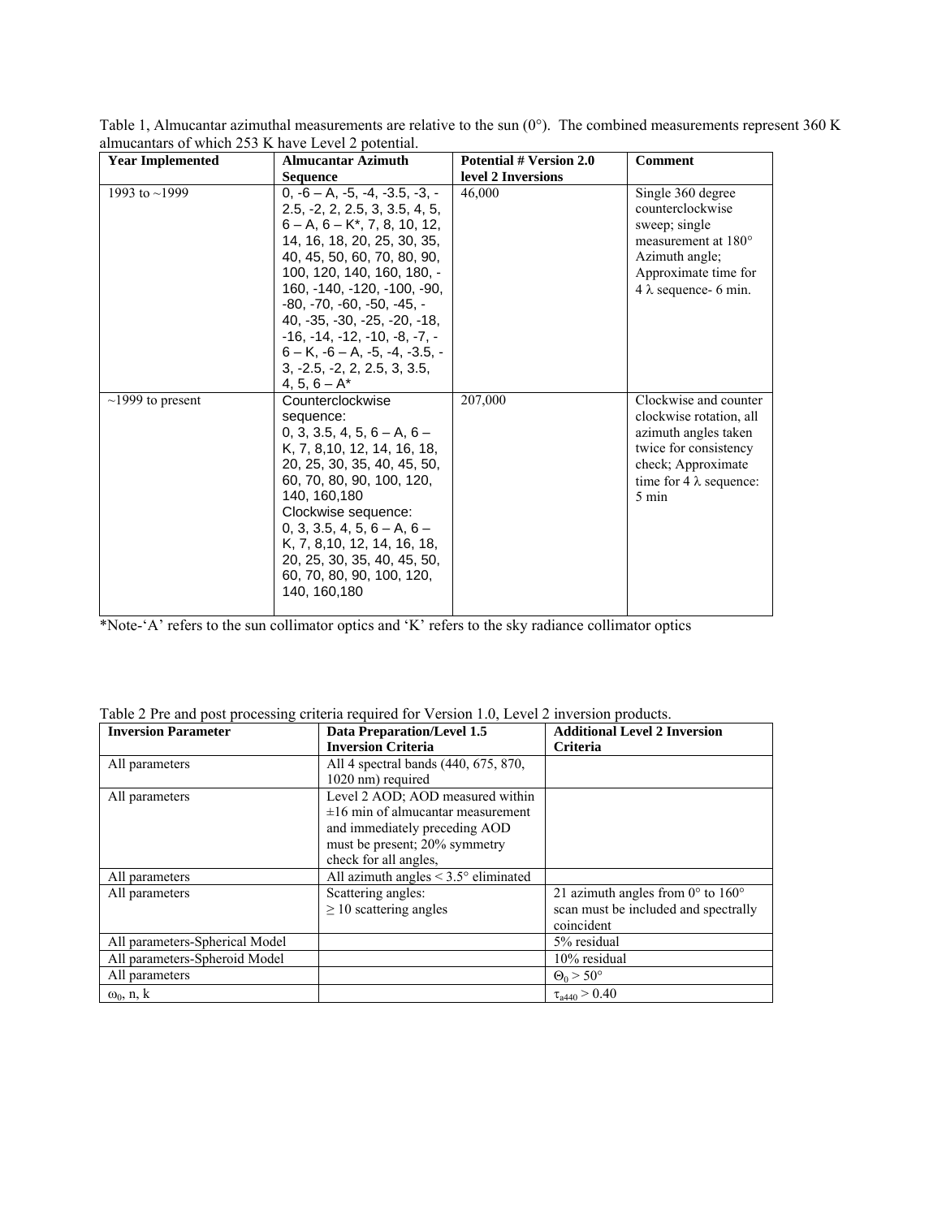Table 1, Almucantar azimuthal measurements are relative to the sun (0°). The combined measurements represent 360 K almucantars of which 253 K have Level 2 potential.

| Year Implemented | Almucantar Azimuth Sequence | Potential # Version 2.0 level 2 Inversions | Comment |
|---|---|---|---|
| 1993 to ~1999 | 0, -6 – A, -5, -4, -3.5, -3, -2.5, -2, 2, 2.5, 3, 3.5, 4, 5, 6 – A, 6 – K*, 7, 8, 10, 12, 14, 16, 18, 20, 25, 30, 35, 40, 45, 50, 60, 70, 80, 90, 100, 120, 140, 160, 180, -160, -140, -120, -100, -90, -80, -70, -60, -50, -45, -40, -35, -30, -25, -20, -18, -16, -14, -12, -10, -8, -7, -6 – K, -6 – A, -5, -4, -3.5, -3, -2.5, -2, 2, 2.5, 3, 3.5, 4, 5, 6 – A* | 46,000 | Single 360 degree counterclockwise sweep; single measurement at 180° Azimuth angle; Approximate time for 4 λ sequence- 6 min. |
| ~1999 to present | Counterclockwise sequence: 0, 3, 3.5, 4, 5, 6 – A, 6 – K, 7, 8,10, 12, 14, 16, 18, 20, 25, 30, 35, 40, 45, 50, 60, 70, 80, 90, 100, 120, 140, 160,180 Clockwise sequence: 0, 3, 3.5, 4, 5, 6 – A, 6 – K, 7, 8,10, 12, 14, 16, 18, 20, 25, 30, 35, 40, 45, 50, 60, 70, 80, 90, 100, 120, 140, 160,180 | 207,000 | Clockwise and counter clockwise rotation, all azimuth angles taken twice for consistency check; Approximate time for 4 λ sequence: 5 min |

*Note-'A' refers to the sun collimator optics and 'K' refers to the sky radiance collimator optics

Table 2 Pre and post processing criteria required for Version 1.0, Level 2 inversion products.

| Inversion Parameter | Data Preparation/Level 1.5 Inversion Criteria | Additional Level 2 Inversion Criteria |
|---|---|---|
| All parameters | All 4 spectral bands (440, 675, 870, 1020 nm) required | |
| All parameters | Level 2 AOD; AOD measured within ±16 min of almucantar measurement and immediately preceding AOD must be present; 20% symmetry check for all angles, | |
| All parameters | All azimuth angles < 3.5° eliminated | |
| All parameters | Scattering angles: ≥ 10 scattering angles | 21 azimuth angles from 0° to 160° scan must be included and spectrally coincident |
| All parameters-Spherical Model | | 5% residual |
| All parameters-Spheroid Model | | 10% residual |
| All parameters | | $\Theta_0 > 50°$ |
| $\omega_0$, n, k | | $\tau_{a440} > 0.40$ |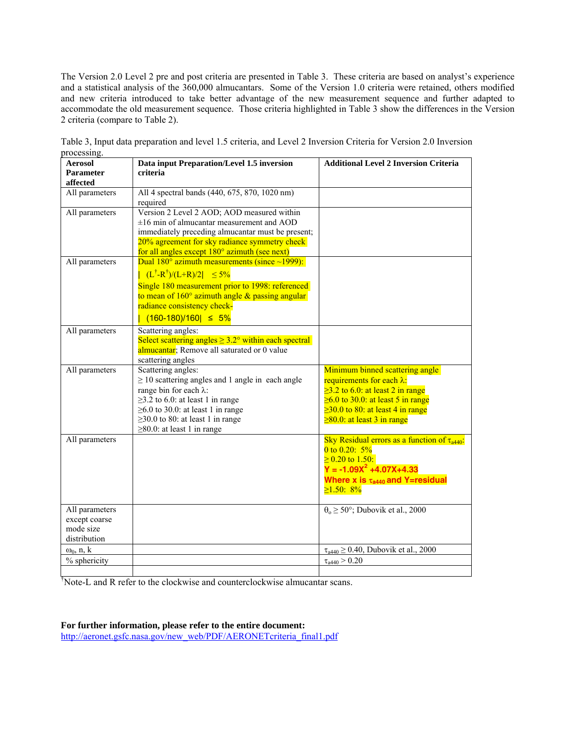The Version 2.0 Level 2 pre and post criteria are presented in Table 3. These criteria are based on analyst's experience and a statistical analysis of the 360,000 almucantars. Some of the Version 1.0 criteria were retained, others modified and new criteria introduced to take better advantage of the new measurement sequence and further adapted to accommodate the old measurement sequence. Those criteria highlighted in Table 3 show the differences in the Version 2 criteria (compare to Table 2).

Table 3, Input data preparation and level 1.5 criteria, and Level 2 Inversion Criteria for Version 2.0 Inversion processing.

| **Aerosol Parameter affected** | **Data input Preparation/Level 1.5 inversion criteria** | **Additional Level 2 Inversion Criteria** |
|---|---|---|
| All parameters | All 4 spectral bands (440, 675, 870, 1020 nm) required | |
| All parameters | Version 2 Level 2 AOD; AOD measured within ±16 min of almucantar measurement and AOD immediately preceding almucantar must be present; 20% agreement for sky radiance symmetry check for all angles except 180° azimuth (see next) | |
| All parameters | Dual 180° azimuth measurements (since ~1999): $\lvert (L^{\dagger}-R^{\dagger})/(L+R)/2 \rvert \leq 5\%$ Single 180 measurement prior to 1998: referenced to mean of 160° azimuth angle & passing angular radiance consistency check- $\lvert (160-180)/160 \rvert \leq 5\%$ | |
| All parameters | Scattering angles: Select scattering angles ≥ 3.2° within each spectral almucantar; Remove all saturated or 0 value scattering angles | |
| All parameters | Scattering angles: ≥ 10 scattering angles and 1 angle in each angle range bin for each λ: ≥3.2 to 6.0: at least 1 in range ≥6.0 to 30.0: at least 1 in range ≥30.0 to 80: at least 1 in range ≥80.0: at least 1 in range | Minimum binned scattering angle requirements for each λ: ≥3.2 to 6.0: at least 2 in range ≥6.0 to 30.0: at least 5 in range ≥30.0 to 80: at least 4 in range ≥80.0: at least 3 in range |
| All parameters | | Sky Residual errors as a function of $\tau_{a440}$: 0 to 0.20: 5% ≥ 0.20 to 1.50: **$Y = -1.09X^2 + 4.07X + 4.33$** **Where x is $\tau_{a440}$ and Y=residual** ≥1.50: 8% |
| All parameters except coarse mode size distribution | | $\theta_o \geq 50°$; Dubovik et al., 2000 |
| $\omega_0$, n, k | | $\tau_{a440} \geq 0.40$, Dubovik et al., 2000 |
| % sphericity | | $\tau_{a440} > 0.20$ |
| | | |

†Note-L and R refer to the clockwise and counterclockwise almucantar scans.

**For further information, please refer to the entire document:**
http://aeronet.gsfc.nasa.gov/new_web/PDF/AERONETcriteria_final1.pdf